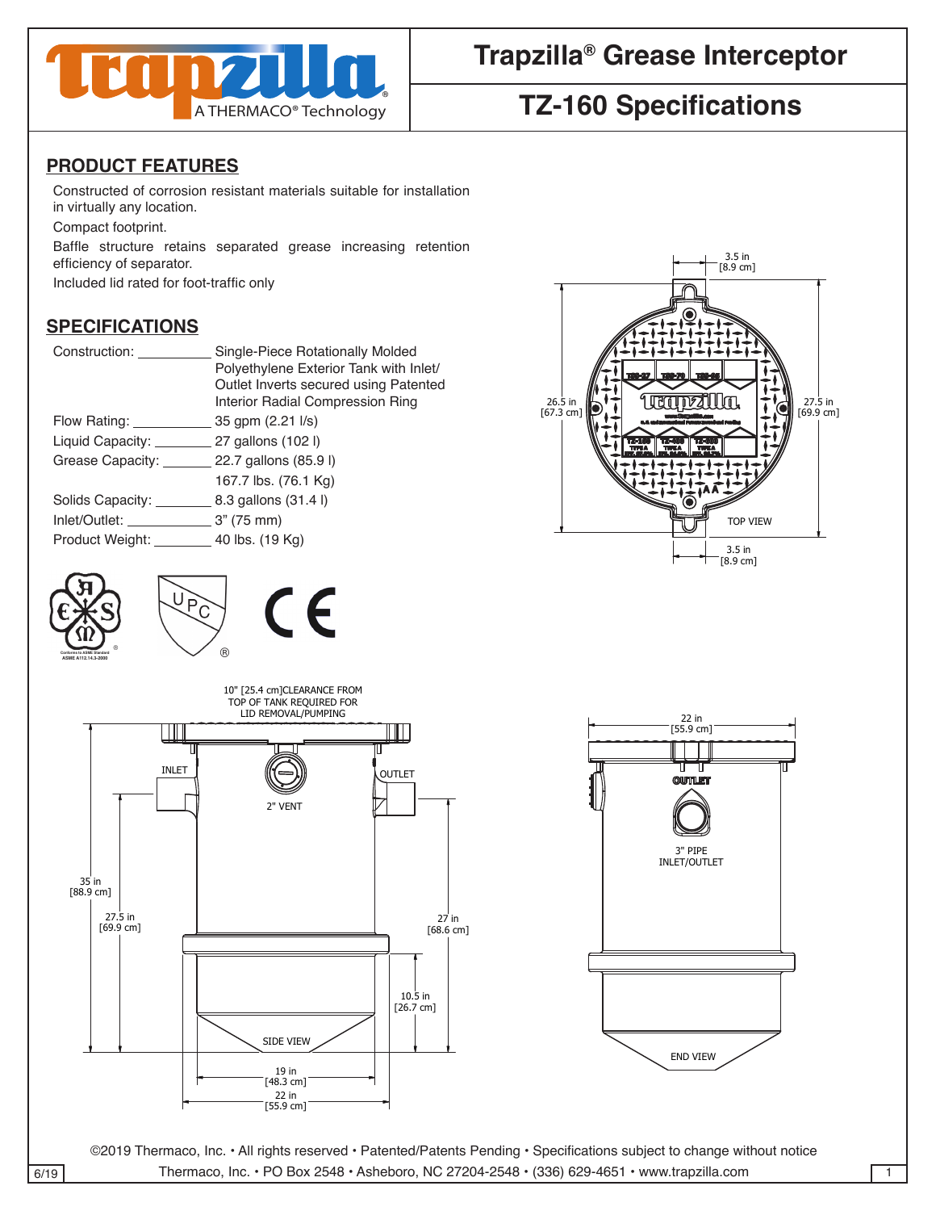# Trapzilla® Grease Interceptor

## TZ-160 Specifications

## PRODUCT FEATURES

Constructed of corrosion resistant materials suitable for installation in virtually any location.

Compact footprint.

Baffle structure retains separated grease increasing retention efficiency of separator.

Included lid rated for foot-traffic only

## SPECIFICATIONS

| | |
|---|---|
| Construction: | Single-Piece Rotationally Molded Polyethylene Exterior Tank with Inlet/Outlet Inverts secured using Patented Interior Radial Compression Ring |
| Flow Rating: | 35 gpm (2.21 l/s) |
| Liquid Capacity: | 27 gallons (102 l) |
| Grease Capacity: | 22.7 gallons (85.9 l) 167.7 lbs. (76.1 Kg) |
| Solids Capacity: | 8.3 gallons (31.4 l) |
| Inlet/Outlet: | 3" (75 mm) |
| Product Weight: | 40 lbs. (19 Kg) |

Conforms to ASME Standard ASME A112.14.3-2000

10" [25.4 cm] CLEARANCE FROM TOP OF TANK REQUIRED FOR LID REMOVAL/PUMPING

©2019 Thermaco, Inc. • All rights reserved • Patented/Patents Pending • Specifications subject to change without notice

Thermaco, Inc. • PO Box 2548 • Asheboro, NC 27204-2548 • (336) 629-4651 • www.trapzilla.com

6/19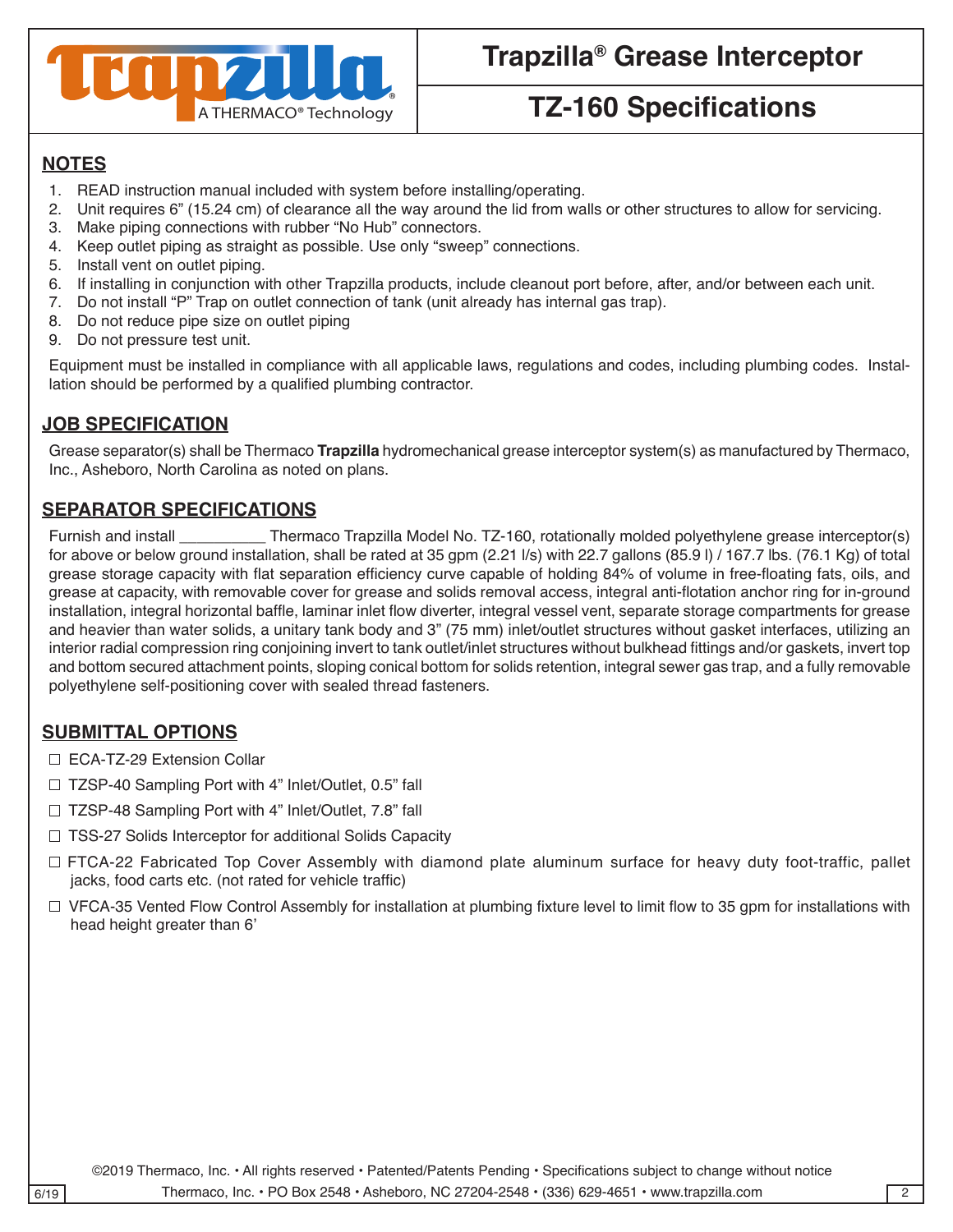# Trapzilla® Grease Interceptor

## TZ-160 Specifications

## NOTES

1. READ instruction manual included with system before installing/operating.
2. Unit requires 6" (15.24 cm) of clearance all the way around the lid from walls or other structures to allow for servicing.
3. Make piping connections with rubber "No Hub" connectors.
4. Keep outlet piping as straight as possible. Use only "sweep" connections.
5. Install vent on outlet piping.
6. If installing in conjunction with other Trapzilla products, include cleanout port before, after, and/or between each unit.
7. Do not install "P" Trap on outlet connection of tank (unit already has internal gas trap).
8. Do not reduce pipe size on outlet piping
9. Do not pressure test unit.

Equipment must be installed in compliance with all applicable laws, regulations and codes, including plumbing codes. Installation should be performed by a qualified plumbing contractor.

## JOB SPECIFICATION

Grease separator(s) shall be Thermaco **Trapzilla** hydromechanical grease interceptor system(s) as manufactured by Thermaco, Inc., Asheboro, North Carolina as noted on plans.

## SEPARATOR SPECIFICATIONS

Furnish and install __________ Thermaco Trapzilla Model No. TZ-160, rotationally molded polyethylene grease interceptor(s) for above or below ground installation, shall be rated at 35 gpm (2.21 l/s) with 22.7 gallons (85.9 l) / 167.7 lbs. (76.1 Kg) of total grease storage capacity with flat separation efficiency curve capable of holding 84% of volume in free-floating fats, oils, and grease at capacity, with removable cover for grease and solids removal access, integral anti-flotation anchor ring for in-ground installation, integral horizontal baffle, laminar inlet flow diverter, integral vessel vent, separate storage compartments for grease and heavier than water solids, a unitary tank body and 3" (75 mm) inlet/outlet structures without gasket interfaces, utilizing an interior radial compression ring conjoining invert to tank outlet/inlet structures without bulkhead fittings and/or gaskets, invert top and bottom secured attachment points, sloping conical bottom for solids retention, integral sewer gas trap, and a fully removable polyethylene self-positioning cover with sealed thread fasteners.

## SUBMITTAL OPTIONS

- ☐ ECA-TZ-29 Extension Collar
- ☐ TZSP-40 Sampling Port with 4" Inlet/Outlet, 0.5" fall
- ☐ TZSP-48 Sampling Port with 4" Inlet/Outlet, 7.8" fall
- ☐ TSS-27 Solids Interceptor for additional Solids Capacity
- ☐ FTCA-22 Fabricated Top Cover Assembly with diamond plate aluminum surface for heavy duty foot-traffic, pallet jacks, food carts etc. (not rated for vehicle traffic)
- ☐ VFCA-35 Vented Flow Control Assembly for installation at plumbing fixture level to limit flow to 35 gpm for installations with head height greater than 6'

©2019 Thermaco, Inc. • All rights reserved • Patented/Patents Pending • Specifications subject to change without notice

Thermaco, Inc. • PO Box 2548 • Asheboro, NC 27204-2548 • (336) 629-4651 • www.trapzilla.com

6/19